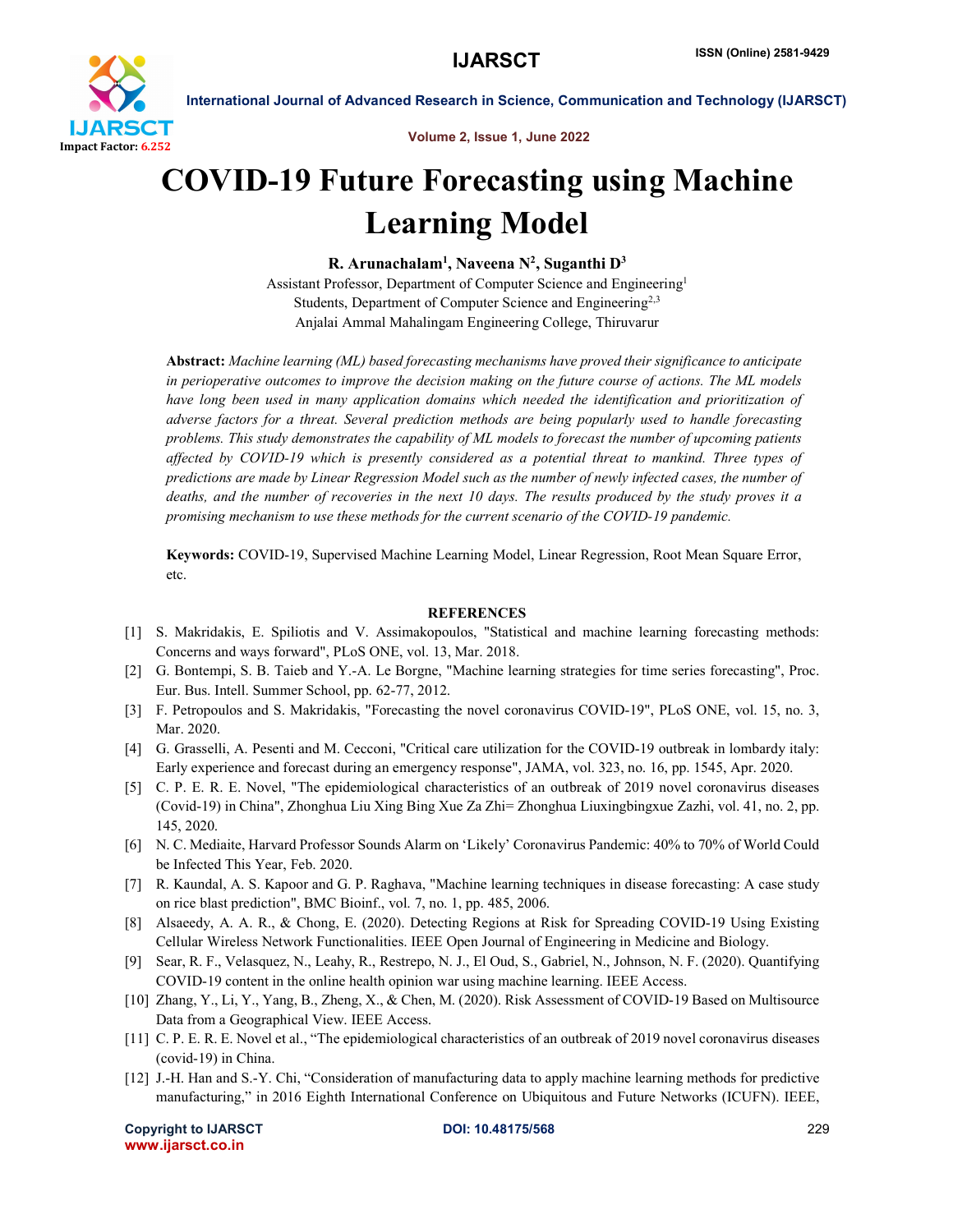# COVID-19 Future Forecasting using Machine Learning Model

**R. Arunachalam[1], Naveena N[2], Suganthi D[3]**

Assistant Professor, Department of Computer Science and Engineering[1]
Students, Department of Computer Science and Engineering[2,3]
Anjalai Ammal Mahalingam Engineering College, Thiruvarur

**Abstract:** *Machine learning (ML) based forecasting mechanisms have proved their significance to anticipate in perioperative outcomes to improve the decision making on the future course of actions. The ML models have long been used in many application domains which needed the identification and prioritization of adverse factors for a threat. Several prediction methods are being popularly used to handle forecasting problems. This study demonstrates the capability of ML models to forecast the number of upcoming patients affected by COVID-19 which is presently considered as a potential threat to mankind. Three types of predictions are made by Linear Regression Model such as the number of newly infected cases, the number of deaths, and the number of recoveries in the next 10 days. The results produced by the study proves it a promising mechanism to use these methods for the current scenario of the COVID-19 pandemic.*

**Keywords:** COVID-19, Supervised Machine Learning Model, Linear Regression, Root Mean Square Error, etc.

## REFERENCES

[1] S. Makridakis, E. Spiliotis and V. Assimakopoulos, "Statistical and machine learning forecasting methods: Concerns and ways forward", PLoS ONE, vol. 13, Mar. 2018.

[2] G. Bontempi, S. B. Taieb and Y.-A. Le Borgne, "Machine learning strategies for time series forecasting", Proc. Eur. Bus. Intell. Summer School, pp. 62-77, 2012.

[3] F. Petropoulos and S. Makridakis, "Forecasting the novel coronavirus COVID-19", PLoS ONE, vol. 15, no. 3, Mar. 2020.

[4] G. Grasselli, A. Pesenti and M. Cecconi, "Critical care utilization for the COVID-19 outbreak in lombardy italy: Early experience and forecast during an emergency response", JAMA, vol. 323, no. 16, pp. 1545, Apr. 2020.

[5] C. P. E. R. E. Novel, "The epidemiological characteristics of an outbreak of 2019 novel coronavirus diseases (Covid-19) in China", Zhonghua Liu Xing Bing Xue Za Zhi= Zhonghua Liuxingbingxue Zazhi, vol. 41, no. 2, pp. 145, 2020.

[6] N. C. Mediaite, Harvard Professor Sounds Alarm on 'Likely' Coronavirus Pandemic: 40% to 70% of World Could be Infected This Year, Feb. 2020.

[7] R. Kaundal, A. S. Kapoor and G. P. Raghava, "Machine learning techniques in disease forecasting: A case study on rice blast prediction", BMC Bioinf., vol. 7, no. 1, pp. 485, 2006.

[8] Alsaeedy, A. A. R., & Chong, E. (2020). Detecting Regions at Risk for Spreading COVID-19 Using Existing Cellular Wireless Network Functionalities. IEEE Open Journal of Engineering in Medicine and Biology.

[9] Sear, R. F., Velasquez, N., Leahy, R., Restrepo, N. J., El Oud, S., Gabriel, N., Johnson, N. F. (2020). Quantifying COVID-19 content in the online health opinion war using machine learning. IEEE Access.

[10] Zhang, Y., Li, Y., Yang, B., Zheng, X., & Chen, M. (2020). Risk Assessment of COVID-19 Based on Multisource Data from a Geographical View. IEEE Access.

[11] C. P. E. R. E. Novel et al., "The epidemiological characteristics of an outbreak of 2019 novel coronavirus diseases (covid-19) in China.

[12] J.-H. Han and S.-Y. Chi, "Consideration of manufacturing data to apply machine learning methods for predictive manufacturing," in 2016 Eighth International Conference on Ubiquitous and Future Networks (ICUFN). IEEE,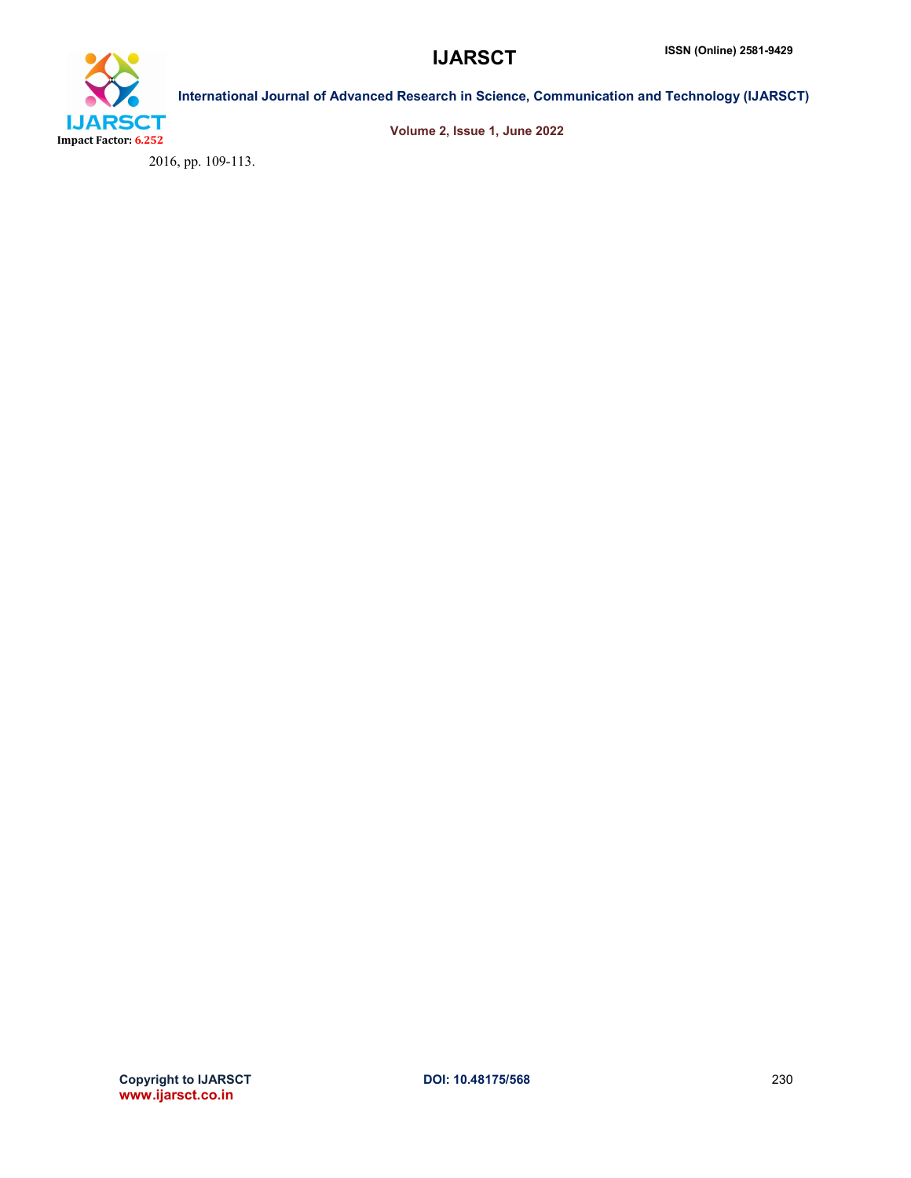2016, pp. 109-113.